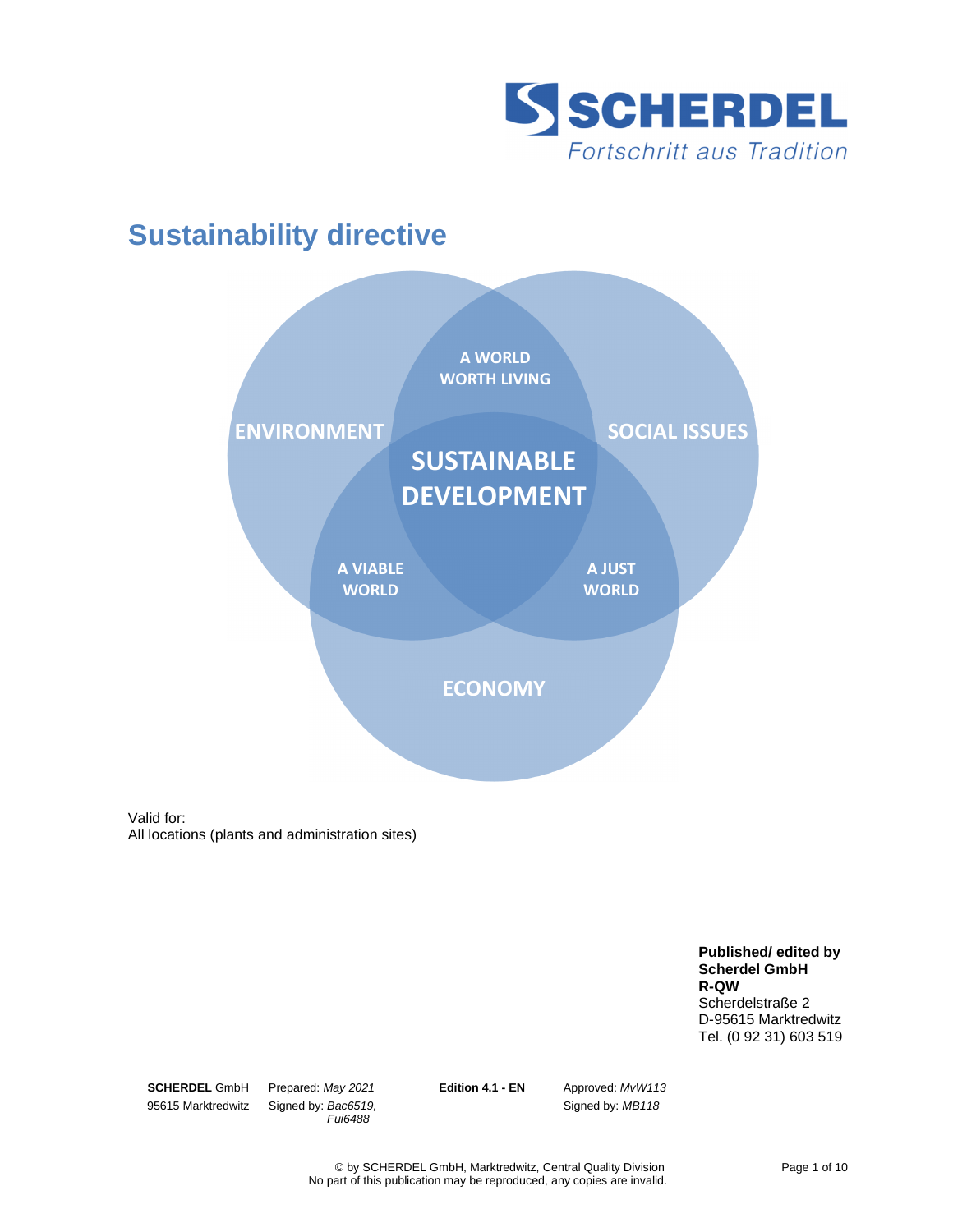SCHERDEL

Fortschritt aus Tradition

# Sustainability directive

A WORLD WORTH LIVING

ENVIRONMENT

SOCIAL ISSUES

SUSTAINABLE DEVELOPMENT

A VIABLE WORLD

A JUST WORLD

ECONOMY

Valid for:
All locations (plants and administration sites)

**Published/ edited by**
**Scherdel GmbH**
**R-QW**
Scherdelstraße 2
D-95615 Marktredwitz
Tel. (0 92 31) 603 519

| **SCHERDEL** GmbH | Prepared: *May 2021* | **Edition 4.1 - EN** | Approved: *MvW113* |
|---|---|---|---|
| 95615 Marktredwitz | Signed by: *Bac6519, Fui6488* | | Signed by: *MB118* |

© by SCHERDEL GmbH, Marktredwitz, Central Quality Division
No part of this publication may be reproduced, any copies are invalid.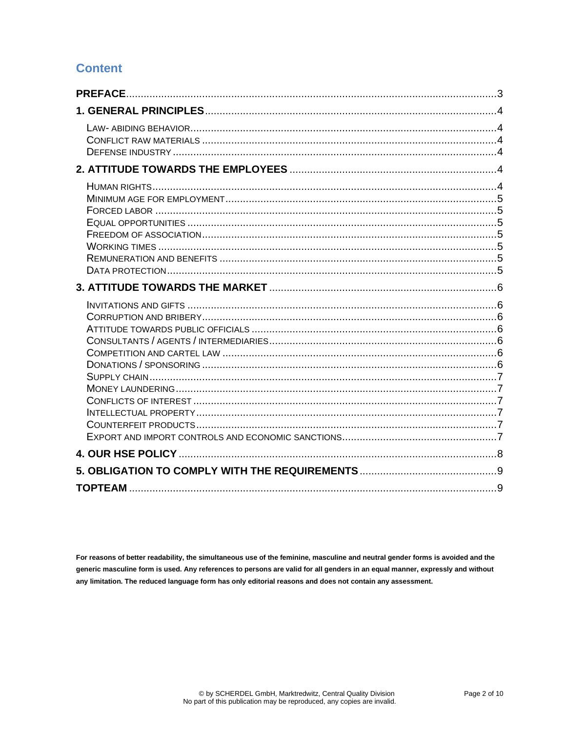## Content

**PREFACE** ..... 3

**1. GENERAL PRINCIPLES** ..... 4

- LAW- ABIDING BEHAVIOR ..... 4
- CONFLICT RAW MATERIALS ..... 4
- DEFENSE INDUSTRY ..... 4

**2. ATTITUDE TOWARDS THE EMPLOYEES** ..... 4

- HUMAN RIGHTS ..... 4
- MINIMUM AGE FOR EMPLOYMENT ..... 5
- FORCED LABOR ..... 5
- EQUAL OPPORTUNITIES ..... 5
- FREEDOM OF ASSOCIATION ..... 5
- WORKING TIMES ..... 5
- REMUNERATION AND BENEFITS ..... 5
- DATA PROTECTION ..... 5

**3. ATTITUDE TOWARDS THE MARKET** ..... 6

- INVITATIONS AND GIFTS ..... 6
- CORRUPTION AND BRIBERY ..... 6
- ATTITUDE TOWARDS PUBLIC OFFICIALS ..... 6
- CONSULTANTS / AGENTS / INTERMEDIARIES ..... 6
- COMPETITION AND CARTEL LAW ..... 6
- DONATIONS / SPONSORING ..... 6
- SUPPLY CHAIN ..... 7
- MONEY LAUNDERING ..... 7
- CONFLICTS OF INTEREST ..... 7
- INTELLECTUAL PROPERTY ..... 7
- COUNTERFEIT PRODUCTS ..... 7
- EXPORT AND IMPORT CONTROLS AND ECONOMIC SANCTIONS ..... 7

**4. OUR HSE POLICY** ..... 8

**5. OBLIGATION TO COMPLY WITH THE REQUIREMENTS** ..... 9

**TOPTEAM** ..... 9

**For reasons of better readability, the simultaneous use of the feminine, masculine and neutral gender forms is avoided and the generic masculine form is used. Any references to persons are valid for all genders in an equal manner, expressly and without any limitation. The reduced language form has only editorial reasons and does not contain any assessment.**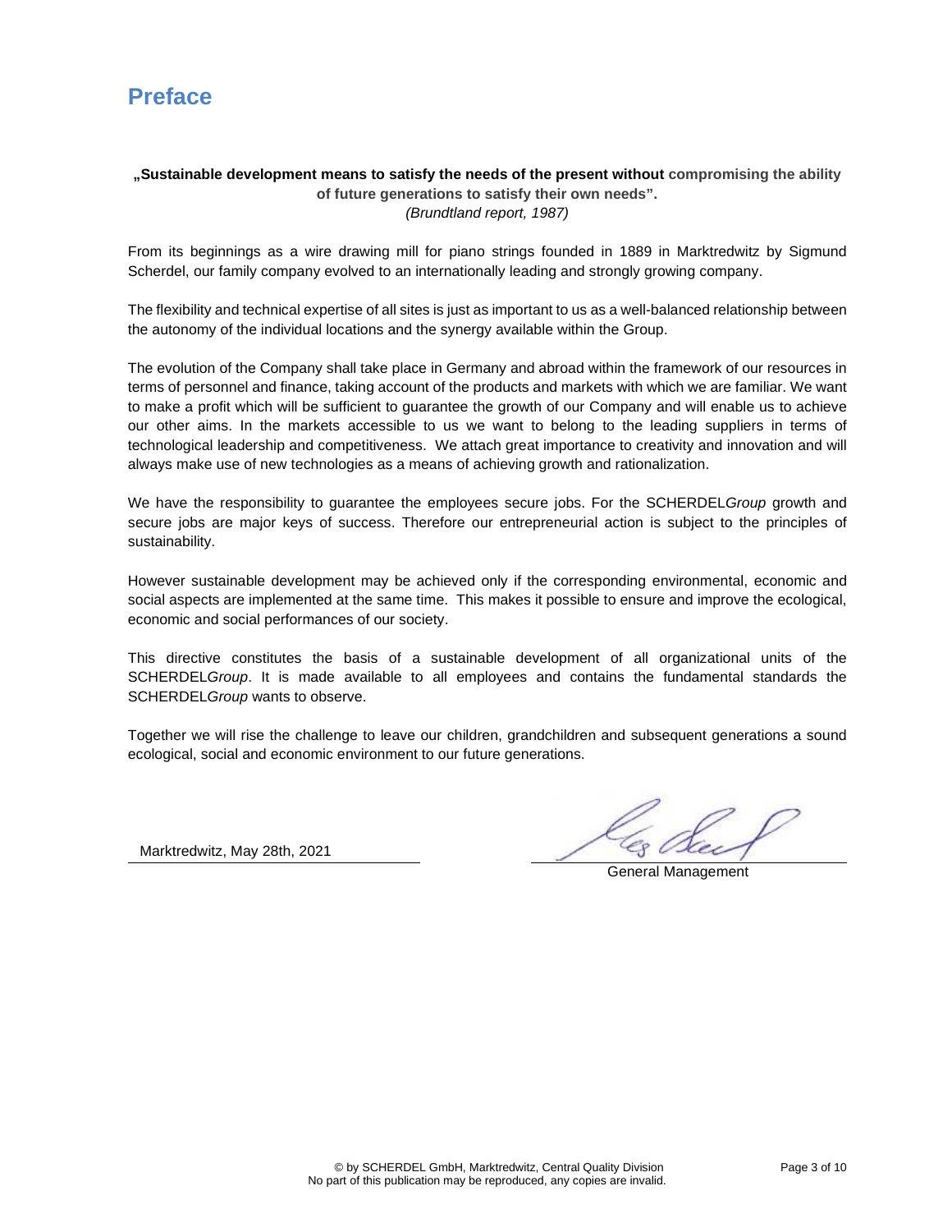# Preface

**„Sustainable development means to satisfy the needs of the present without compromising the ability of future generations to satisfy their own needs".**
*(Brundtland report, 1987)*

From its beginnings as a wire drawing mill for piano strings founded in 1889 in Marktredwitz by Sigmund Scherdel, our family company evolved to an internationally leading and strongly growing company.

The flexibility and technical expertise of all sites is just as important to us as a well-balanced relationship between the autonomy of the individual locations and the synergy available within the Group.

The evolution of the Company shall take place in Germany and abroad within the framework of our resources in terms of personnel and finance, taking account of the products and markets with which we are familiar. We want to make a profit which will be sufficient to guarantee the growth of our Company and will enable us to achieve our other aims. In the markets accessible to us we want to belong to the leading suppliers in terms of technological leadership and competitiveness. We attach great importance to creativity and innovation and will always make use of new technologies as a means of achieving growth and rationalization.

We have the responsibility to guarantee the employees secure jobs. For the SCHERDEL*Group* growth and secure jobs are major keys of success. Therefore our entrepreneurial action is subject to the principles of sustainability.

However sustainable development may be achieved only if the corresponding environmental, economic and social aspects are implemented at the same time. This makes it possible to ensure and improve the ecological, economic and social performances of our society.

This directive constitutes the basis of a sustainable development of all organizational units of the SCHERDEL*Group*. It is made available to all employees and contains the fundamental standards the SCHERDEL*Group* wants to observe.

Together we will rise the challenge to leave our children, grandchildren and subsequent generations a sound ecological, social and economic environment to our future generations.

Marktredwitz, May 28th, 2021

General Management

© by SCHERDEL GmbH, Marktredwitz, Central Quality Division
No part of this publication may be reproduced, any copies are invalid.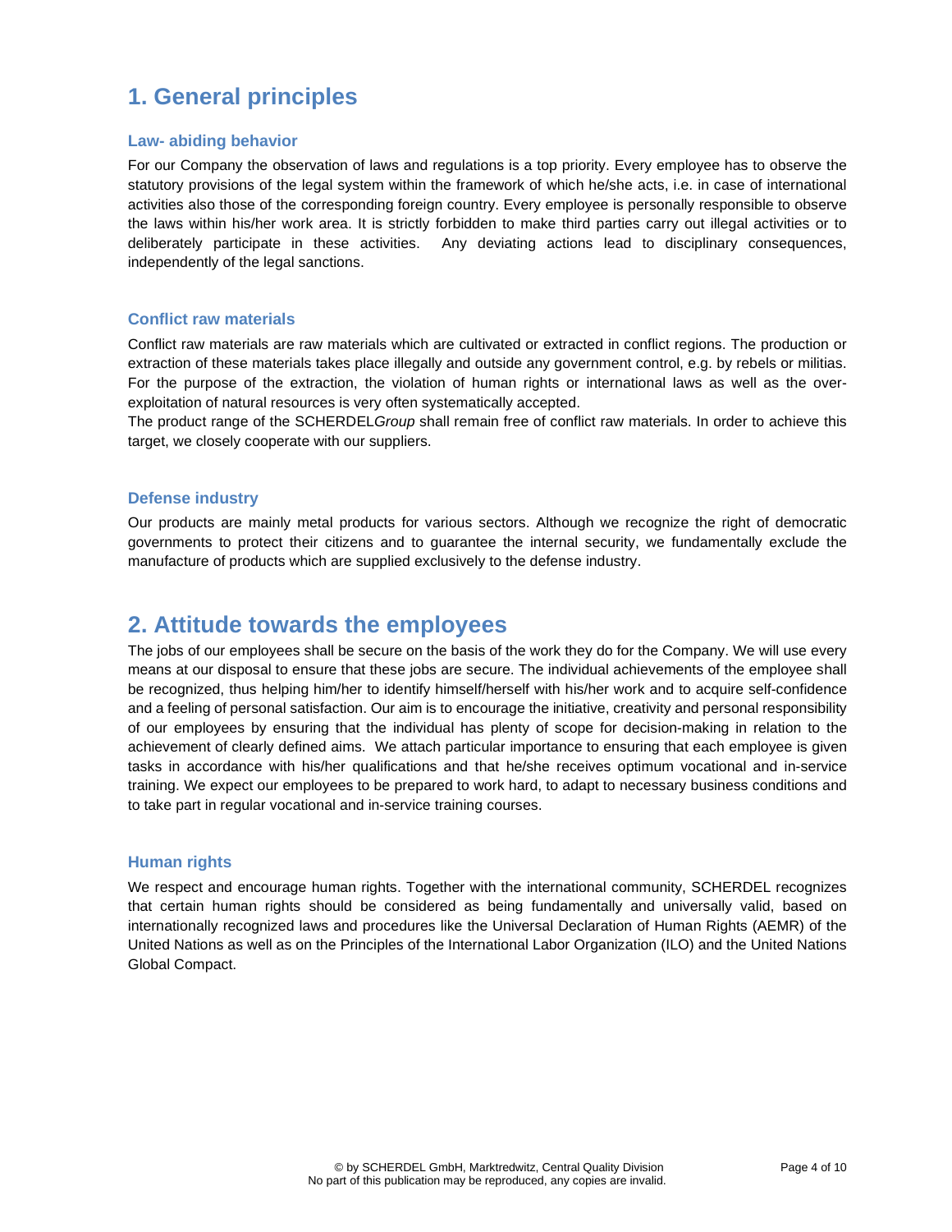# 1. General principles

### Law- abiding behavior

For our Company the observation of laws and regulations is a top priority. Every employee has to observe the statutory provisions of the legal system within the framework of which he/she acts, i.e. in case of international activities also those of the corresponding foreign country. Every employee is personally responsible to observe the laws within his/her work area. It is strictly forbidden to make third parties carry out illegal activities or to deliberately participate in these activities. Any deviating actions lead to disciplinary consequences, independently of the legal sanctions.

### Conflict raw materials

Conflict raw materials are raw materials which are cultivated or extracted in conflict regions. The production or extraction of these materials takes place illegally and outside any government control, e.g. by rebels or militias. For the purpose of the extraction, the violation of human rights or international laws as well as the over-exploitation of natural resources is very often systematically accepted.

The product range of the SCHERDEL*Group* shall remain free of conflict raw materials. In order to achieve this target, we closely cooperate with our suppliers.

### Defense industry

Our products are mainly metal products for various sectors. Although we recognize the right of democratic governments to protect their citizens and to guarantee the internal security, we fundamentally exclude the manufacture of products which are supplied exclusively to the defense industry.

# 2. Attitude towards the employees

The jobs of our employees shall be secure on the basis of the work they do for the Company. We will use every means at our disposal to ensure that these jobs are secure. The individual achievements of the employee shall be recognized, thus helping him/her to identify himself/herself with his/her work and to acquire self-confidence and a feeling of personal satisfaction. Our aim is to encourage the initiative, creativity and personal responsibility of our employees by ensuring that the individual has plenty of scope for decision-making in relation to the achievement of clearly defined aims. We attach particular importance to ensuring that each employee is given tasks in accordance with his/her qualifications and that he/she receives optimum vocational and in-service training. We expect our employees to be prepared to work hard, to adapt to necessary business conditions and to take part in regular vocational and in-service training courses.

### Human rights

We respect and encourage human rights. Together with the international community, SCHERDEL recognizes that certain human rights should be considered as being fundamentally and universally valid, based on internationally recognized laws and procedures like the Universal Declaration of Human Rights (AEMR) of the United Nations as well as on the Principles of the International Labor Organization (ILO) and the United Nations Global Compact.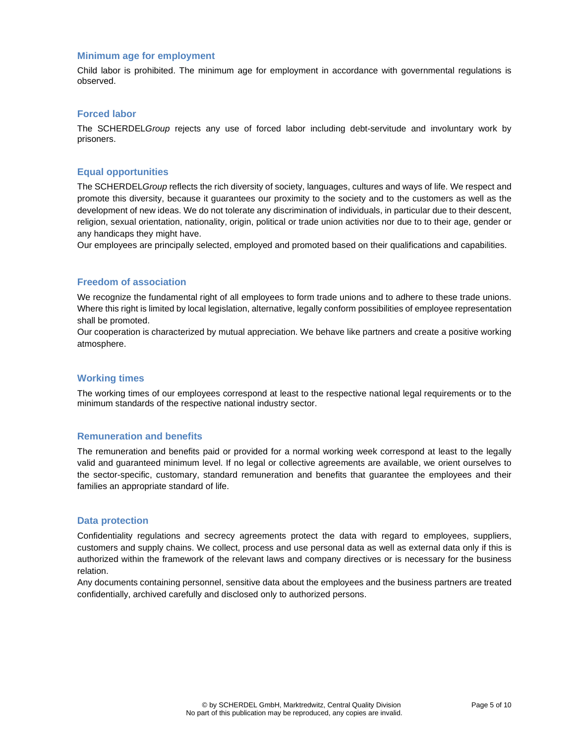### Minimum age for employment

Child labor is prohibited. The minimum age for employment in accordance with governmental regulations is observed.

### Forced labor

The SCHERDEL*Group* rejects any use of forced labor including debt-servitude and involuntary work by prisoners.

### Equal opportunities

The SCHERDEL*Group* reflects the rich diversity of society, languages, cultures and ways of life. We respect and promote this diversity, because it guarantees our proximity to the society and to the customers as well as the development of new ideas. We do not tolerate any discrimination of individuals, in particular due to their descent, religion, sexual orientation, nationality, origin, political or trade union activities nor due to to their age, gender or any handicaps they might have.

Our employees are principally selected, employed and promoted based on their qualifications and capabilities.

### Freedom of association

We recognize the fundamental right of all employees to form trade unions and to adhere to these trade unions. Where this right is limited by local legislation, alternative, legally conform possibilities of employee representation shall be promoted.

Our cooperation is characterized by mutual appreciation. We behave like partners and create a positive working atmosphere.

### Working times

The working times of our employees correspond at least to the respective national legal requirements or to the minimum standards of the respective national industry sector.

### Remuneration and benefits

The remuneration and benefits paid or provided for a normal working week correspond at least to the legally valid and guaranteed minimum level. If no legal or collective agreements are available, we orient ourselves to the sector-specific, customary, standard remuneration and benefits that guarantee the employees and their families an appropriate standard of life.

### Data protection

Confidentiality regulations and secrecy agreements protect the data with regard to employees, suppliers, customers and supply chains. We collect, process and use personal data as well as external data only if this is authorized within the framework of the relevant laws and company directives or is necessary for the business relation.

Any documents containing personnel, sensitive data about the employees and the business partners are treated confidentially, archived carefully and disclosed only to authorized persons.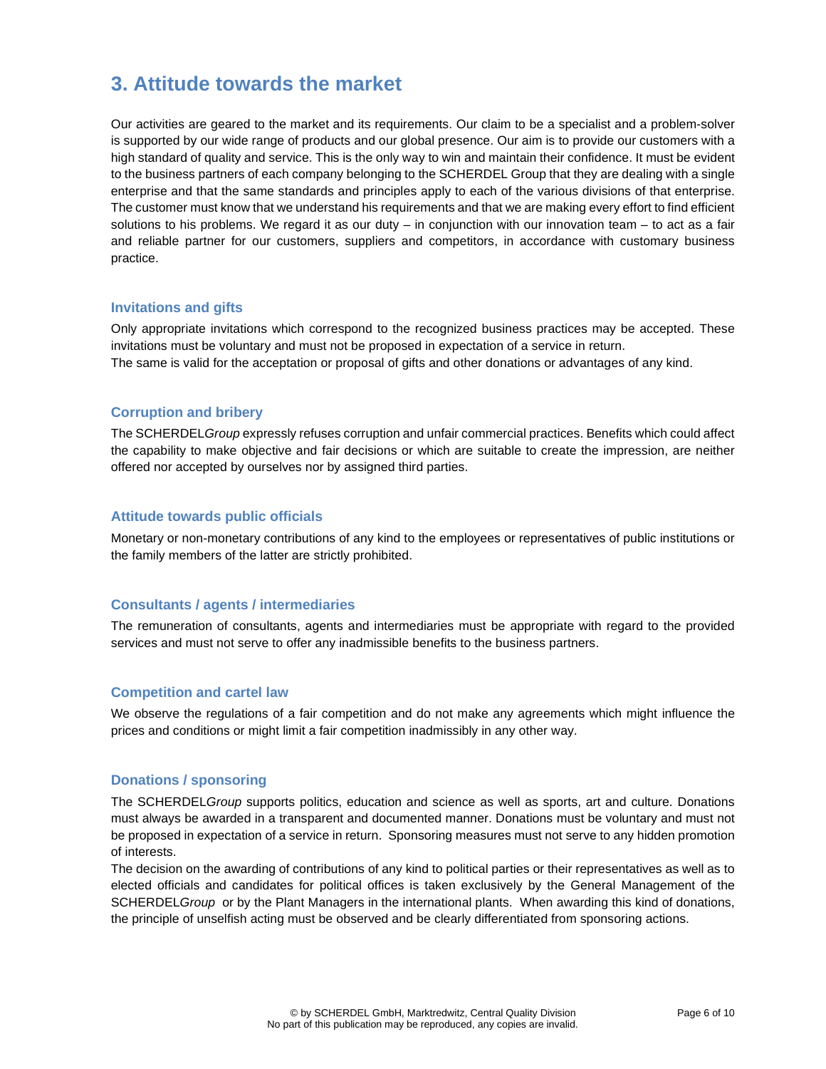## 3. Attitude towards the market

Our activities are geared to the market and its requirements. Our claim to be a specialist and a problem-solver is supported by our wide range of products and our global presence. Our aim is to provide our customers with a high standard of quality and service. This is the only way to win and maintain their confidence. It must be evident to the business partners of each company belonging to the SCHERDEL Group that they are dealing with a single enterprise and that the same standards and principles apply to each of the various divisions of that enterprise. The customer must know that we understand his requirements and that we are making every effort to find efficient solutions to his problems. We regard it as our duty – in conjunction with our innovation team – to act as a fair and reliable partner for our customers, suppliers and competitors, in accordance with customary business practice.

### Invitations and gifts

Only appropriate invitations which correspond to the recognized business practices may be accepted. These invitations must be voluntary and must not be proposed in expectation of a service in return.
The same is valid for the acceptation or proposal of gifts and other donations or advantages of any kind.

### Corruption and bribery

The SCHERDEL*Group* expressly refuses corruption and unfair commercial practices. Benefits which could affect the capability to make objective and fair decisions or which are suitable to create the impression, are neither offered nor accepted by ourselves nor by assigned third parties.

### Attitude towards public officials

Monetary or non-monetary contributions of any kind to the employees or representatives of public institutions or the family members of the latter are strictly prohibited.

### Consultants / agents / intermediaries

The remuneration of consultants, agents and intermediaries must be appropriate with regard to the provided services and must not serve to offer any inadmissible benefits to the business partners.

### Competition and cartel law

We observe the regulations of a fair competition and do not make any agreements which might influence the prices and conditions or might limit a fair competition inadmissibly in any other way.

### Donations / sponsoring

The SCHERDEL*Group* supports politics, education and science as well as sports, art and culture. Donations must always be awarded in a transparent and documented manner. Donations must be voluntary and must not be proposed in expectation of a service in return. Sponsoring measures must not serve to any hidden promotion of interests.
The decision on the awarding of contributions of any kind to political parties or their representatives as well as to elected officials and candidates for political offices is taken exclusively by the General Management of the SCHERDEL*Group* or by the Plant Managers in the international plants. When awarding this kind of donations, the principle of unselfish acting must be observed and be clearly differentiated from sponsoring actions.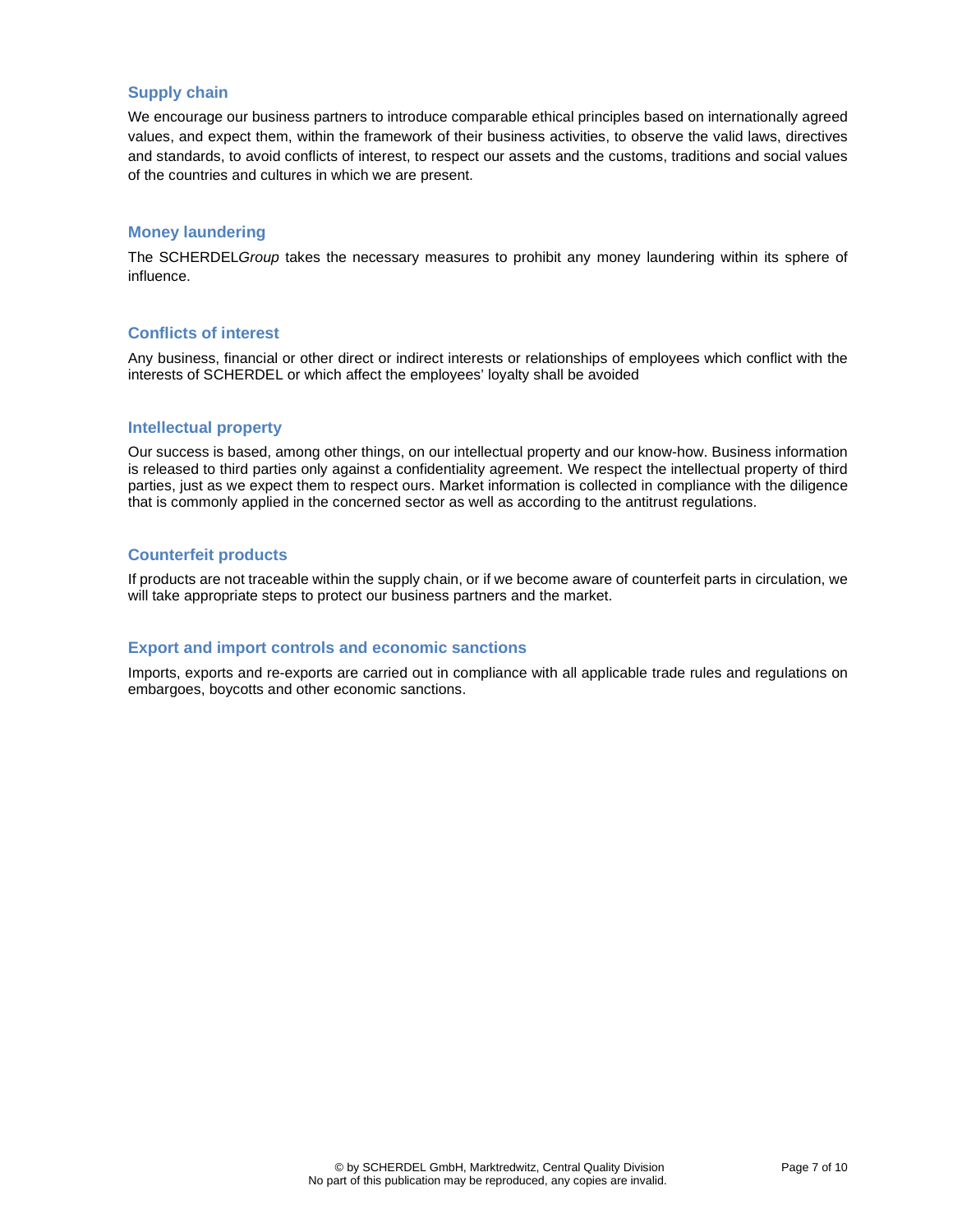## Supply chain

We encourage our business partners to introduce comparable ethical principles based on internationally agreed values, and expect them, within the framework of their business activities, to observe the valid laws, directives and standards, to avoid conflicts of interest, to respect our assets and the customs, traditions and social values of the countries and cultures in which we are present.

## Money laundering

The SCHERDEL*Group* takes the necessary measures to prohibit any money laundering within its sphere of influence.

## Conflicts of interest

Any business, financial or other direct or indirect interests or relationships of employees which conflict with the interests of SCHERDEL or which affect the employees' loyalty shall be avoided

## Intellectual property

Our success is based, among other things, on our intellectual property and our know-how. Business information is released to third parties only against a confidentiality agreement. We respect the intellectual property of third parties, just as we expect them to respect ours. Market information is collected in compliance with the diligence that is commonly applied in the concerned sector as well as according to the antitrust regulations.

## Counterfeit products

If products are not traceable within the supply chain, or if we become aware of counterfeit parts in circulation, we will take appropriate steps to protect our business partners and the market.

## Export and import controls and economic sanctions

Imports, exports and re-exports are carried out in compliance with all applicable trade rules and regulations on embargoes, boycotts and other economic sanctions.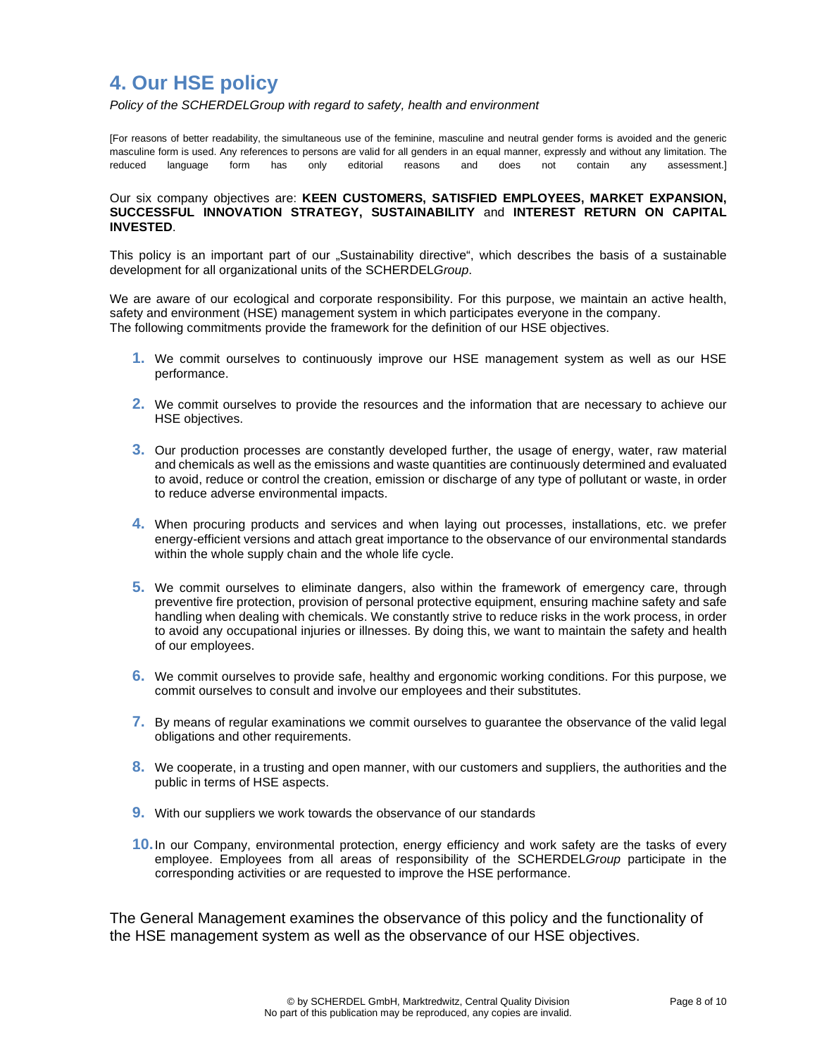# 4. Our HSE policy

*Policy of the SCHERDELGroup with regard to safety, health and environment*

[For reasons of better readability, the simultaneous use of the feminine, masculine and neutral gender forms is avoided and the generic masculine form is used. Any references to persons are valid for all genders in an equal manner, expressly and without any limitation. The reduced language form has only editorial reasons and does not contain any assessment.]

Our six company objectives are: **KEEN CUSTOMERS, SATISFIED EMPLOYEES, MARKET EXPANSION, SUCCESSFUL INNOVATION STRATEGY, SUSTAINABILITY** and **INTEREST RETURN ON CAPITAL INVESTED**.

This policy is an important part of our „Sustainability directive", which describes the basis of a sustainable development for all organizational units of the SCHERDEL*Group*.

We are aware of our ecological and corporate responsibility. For this purpose, we maintain an active health, safety and environment (HSE) management system in which participates everyone in the company.
The following commitments provide the framework for the definition of our HSE objectives.

1. We commit ourselves to continuously improve our HSE management system as well as our HSE performance.

2. We commit ourselves to provide the resources and the information that are necessary to achieve our HSE objectives.

3. Our production processes are constantly developed further, the usage of energy, water, raw material and chemicals as well as the emissions and waste quantities are continuously determined and evaluated to avoid, reduce or control the creation, emission or discharge of any type of pollutant or waste, in order to reduce adverse environmental impacts.

4. When procuring products and services and when laying out processes, installations, etc. we prefer energy-efficient versions and attach great importance to the observance of our environmental standards within the whole supply chain and the whole life cycle.

5. We commit ourselves to eliminate dangers, also within the framework of emergency care, through preventive fire protection, provision of personal protective equipment, ensuring machine safety and safe handling when dealing with chemicals. We constantly strive to reduce risks in the work process, in order to avoid any occupational injuries or illnesses. By doing this, we want to maintain the safety and health of our employees.

6. We commit ourselves to provide safe, healthy and ergonomic working conditions. For this purpose, we commit ourselves to consult and involve our employees and their substitutes.

7. By means of regular examinations we commit ourselves to guarantee the observance of the valid legal obligations and other requirements.

8. We cooperate, in a trusting and open manner, with our customers and suppliers, the authorities and the public in terms of HSE aspects.

9. With our suppliers we work towards the observance of our standards

10. In our Company, environmental protection, energy efficiency and work safety are the tasks of every employee. Employees from all areas of responsibility of the SCHERDEL*Group* participate in the corresponding activities or are requested to improve the HSE performance.

The General Management examines the observance of this policy and the functionality of the HSE management system as well as the observance of our HSE objectives.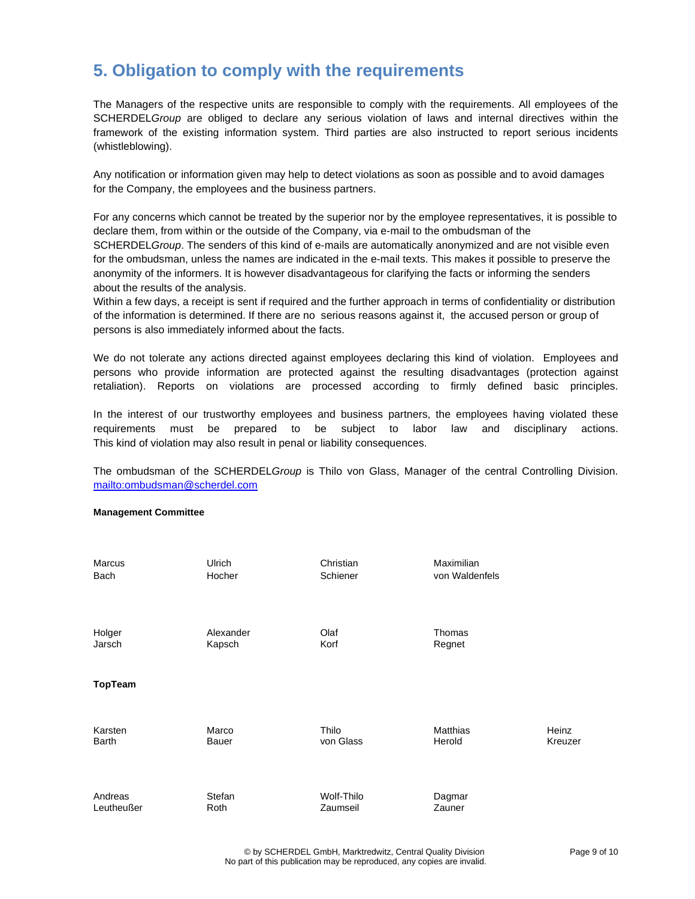## 5. Obligation to comply with the requirements

The Managers of the respective units are responsible to comply with the requirements. All employees of the SCHERDEL*Group* are obliged to declare any serious violation of laws and internal directives within the framework of the existing information system. Third parties are also instructed to report serious incidents (whistleblowing).

Any notification or information given may help to detect violations as soon as possible and to avoid damages for the Company, the employees and the business partners.

For any concerns which cannot be treated by the superior nor by the employee representatives, it is possible to declare them, from within or the outside of the Company, via e-mail to the ombudsman of the SCHERDEL*Group*. The senders of this kind of e-mails are automatically anonymized and are not visible even for the ombudsman, unless the names are indicated in the e-mail texts. This makes it possible to preserve the anonymity of the informers. It is however disadvantageous for clarifying the facts or informing the senders about the results of the analysis.
Within a few days, a receipt is sent if required and the further approach in terms of confidentiality or distribution of the information is determined. If there are no serious reasons against it, the accused person or group of persons is also immediately informed about the facts.

We do not tolerate any actions directed against employees declaring this kind of violation. Employees and persons who provide information are protected against the resulting disadvantages (protection against retaliation). Reports on violations are processed according to firmly defined basic principles.

In the interest of our trustworthy employees and business partners, the employees having violated these requirements must be prepared to be subject to labor law and disciplinary actions. This kind of violation may also result in penal or liability consequences.

The ombudsman of the SCHERDEL*Group* is Thilo von Glass, Manager of the central Controlling Division. [mailto:ombudsman@scherdel.com](mailto:ombudsman@scherdel.com)

**Management Committee**

| | | | |
|---|---|---|---|
| Marcus Bach | Ulrich Hocher | Christian Schiener | Maximilian von Waldenfels |
| Holger Jarsch | Alexander Kapsch | Olaf Korf | Thomas Regnet |

**TopTeam**

| | | | | |
|---|---|---|---|---|
| Karsten Barth | Marco Bauer | Thilo von Glass | Matthias Herold | Heinz Kreuzer |
| Andreas Leutheußer | Stefan Roth | Wolf-Thilo Zaumseil | Dagmar Zauner | |

© by SCHERDEL GmbH, Marktredwitz, Central Quality Division
No part of this publication may be reproduced, any copies are invalid.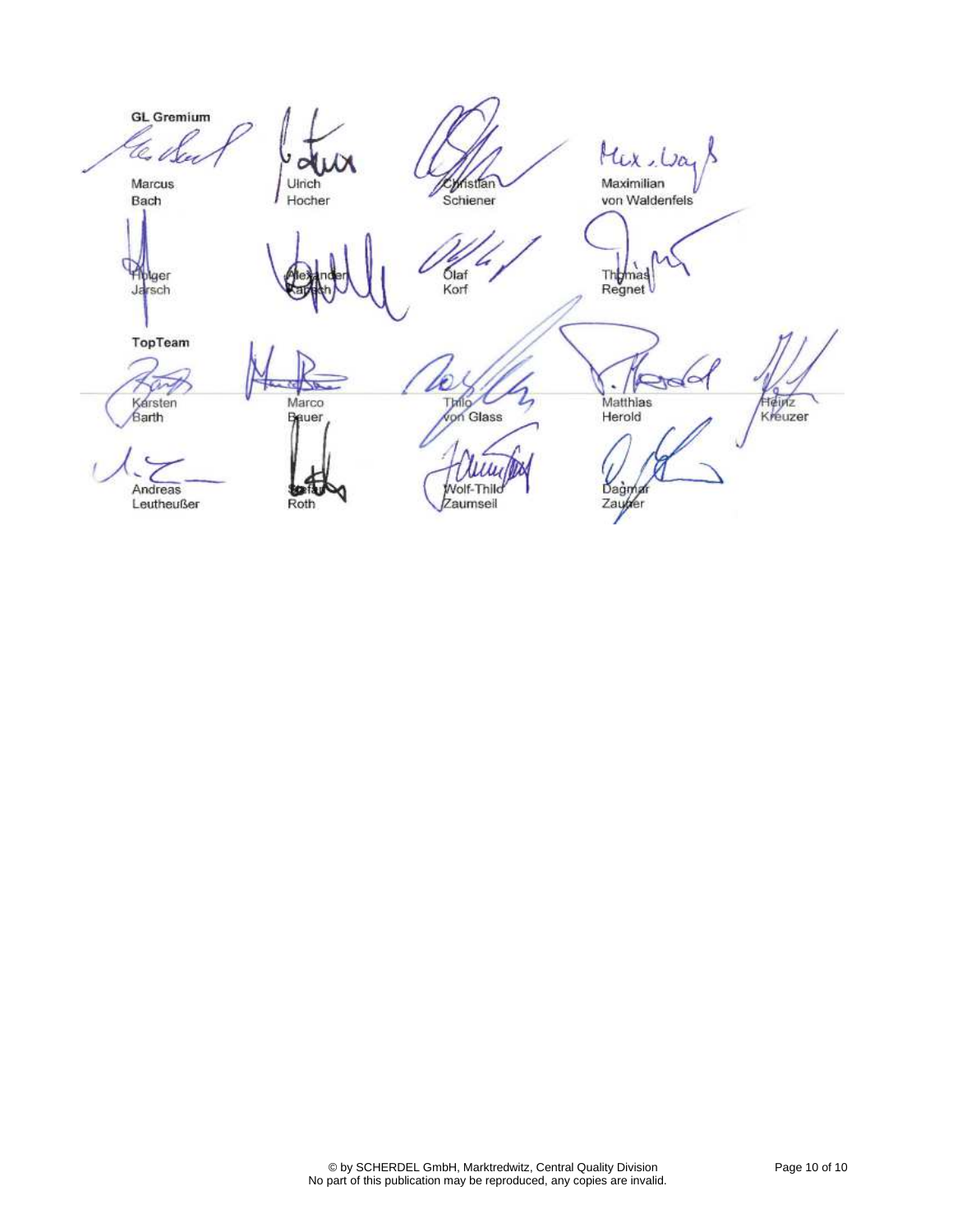**GL Gremium**

| | | | |
|---|---|---|---|
| Marcus Bach | Ulrich Hocher | Christian Schiener | Maximilian von Waldenfels |
| Holger Jarsch | Alexander Rausch | Olaf Korf | Thomas Regnet |

**TopTeam**

| | | | | |
|---|---|---|---|---|
| Karsten Barth | Marco Bauer | Thilo von Glass | Matthias Herold | Heinz Kreuzer |
| Andreas Leutheußer | Stefan Roth | Wolf-Thilo Zaumseil | Dagmar Zauner | |

© by SCHERDEL GmbH, Marktredwitz, Central Quality Division
No part of this publication may be reproduced, any copies are invalid.